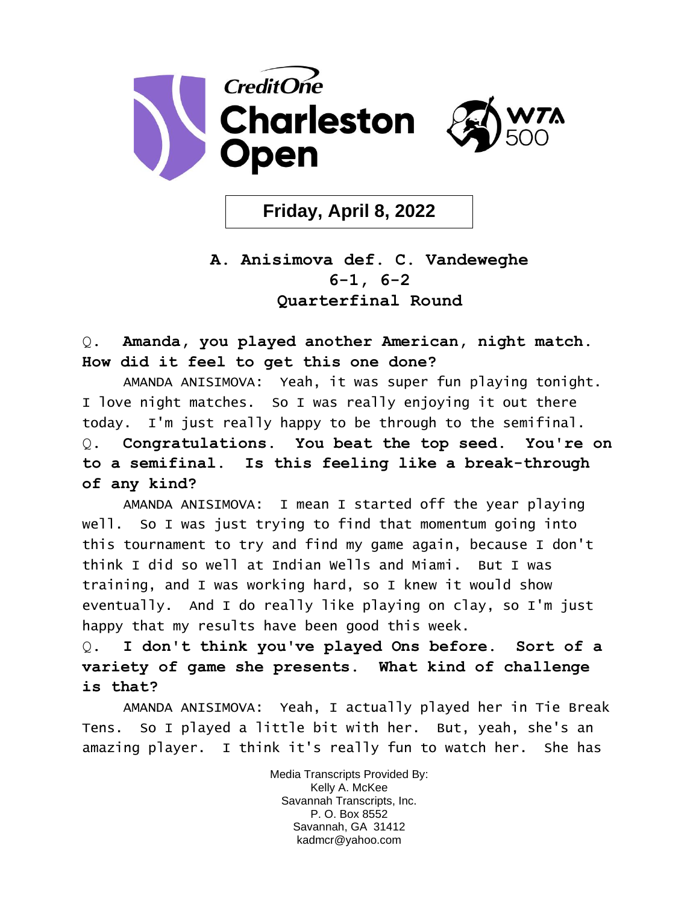# Credit One Charleston Open

WTA 500

**Friday, April 8, 2022**

## A. Anisimova def. C. Vandeweghe
## 6-1, 6-2
## Quarterfinal Round

Q. **Amanda, you played another American, night match. How did it feel to get this one done?**

AMANDA ANISIMOVA: Yeah, it was super fun playing tonight. I love night matches. So I was really enjoying it out there today. I'm just really happy to be through to the semifinal.

Q. **Congratulations. You beat the top seed. You're on to a semifinal. Is this feeling like a break-through of any kind?**

AMANDA ANISIMOVA: I mean I started off the year playing well. So I was just trying to find that momentum going into this tournament to try and find my game again, because I don't think I did so well at Indian Wells and Miami. But I was training, and I was working hard, so I knew it would show eventually. And I do really like playing on clay, so I'm just happy that my results have been good this week.

Q. **I don't think you've played Ons before. Sort of a variety of game she presents. What kind of challenge is that?**

AMANDA ANISIMOVA: Yeah, I actually played her in Tie Break Tens. So I played a little bit with her. But, yeah, she's an amazing player. I think it's really fun to watch her. She has

Media Transcripts Provided By:
Kelly A. McKee
Savannah Transcripts, Inc.
P. O. Box 8552
Savannah, GA 31412
kadmcr@yahoo.com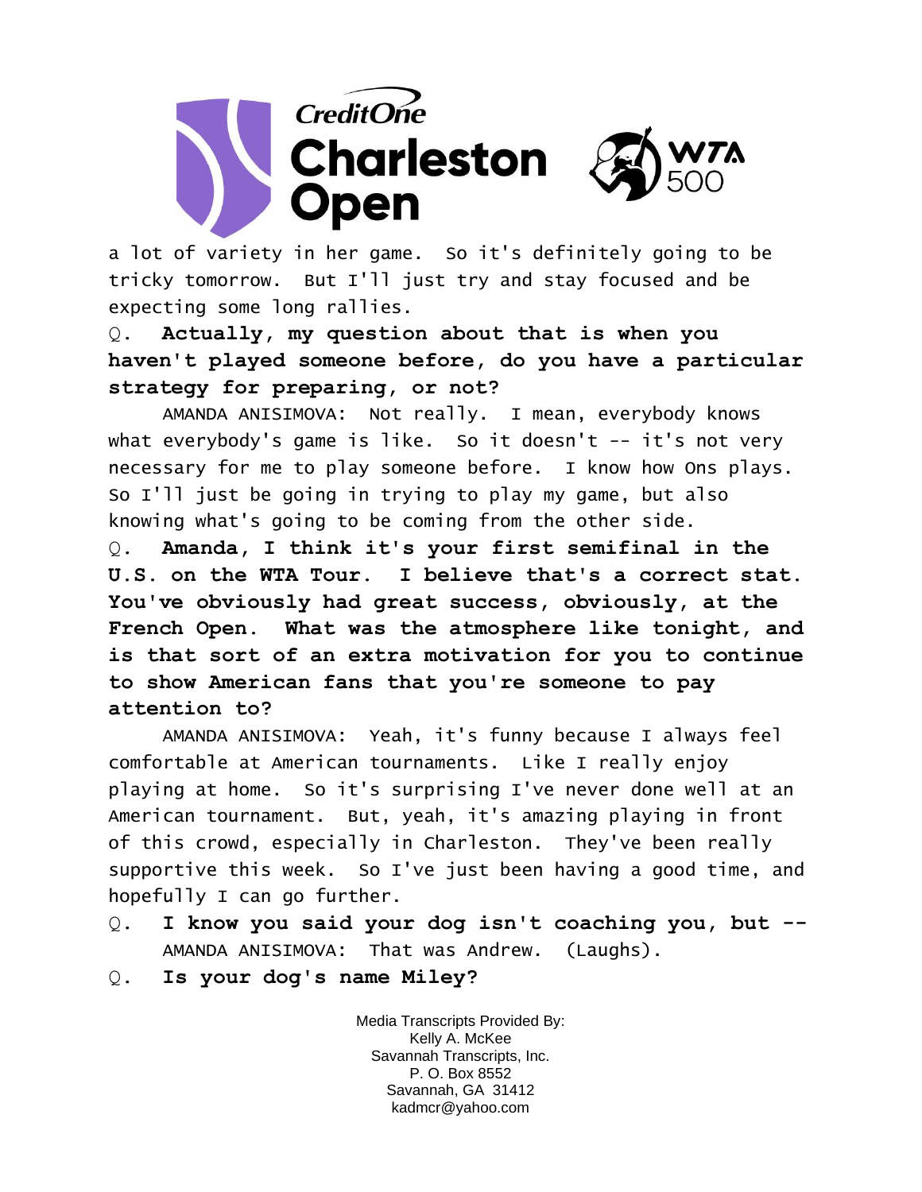a lot of variety in her game. So it's definitely going to be tricky tomorrow. But I'll just try and stay focused and be expecting some long rallies.

Q. **Actually, my question about that is when you haven't played someone before, do you have a particular strategy for preparing, or not?**

AMANDA ANISIMOVA: Not really. I mean, everybody knows what everybody's game is like. So it doesn't -- it's not very necessary for me to play someone before. I know how Ons plays. So I'll just be going in trying to play my game, but also knowing what's going to be coming from the other side.

Q. **Amanda, I think it's your first semifinal in the U.S. on the WTA Tour. I believe that's a correct stat. You've obviously had great success, obviously, at the French Open. What was the atmosphere like tonight, and is that sort of an extra motivation for you to continue to show American fans that you're someone to pay attention to?**

AMANDA ANISIMOVA: Yeah, it's funny because I always feel comfortable at American tournaments. Like I really enjoy playing at home. So it's surprising I've never done well at an American tournament. But, yeah, it's amazing playing in front of this crowd, especially in Charleston. They've been really supportive this week. So I've just been having a good time, and hopefully I can go further.

Q. **I know you said your dog isn't coaching you, but --**

AMANDA ANISIMOVA: That was Andrew. (Laughs).

Q. **Is your dog's name Miley?**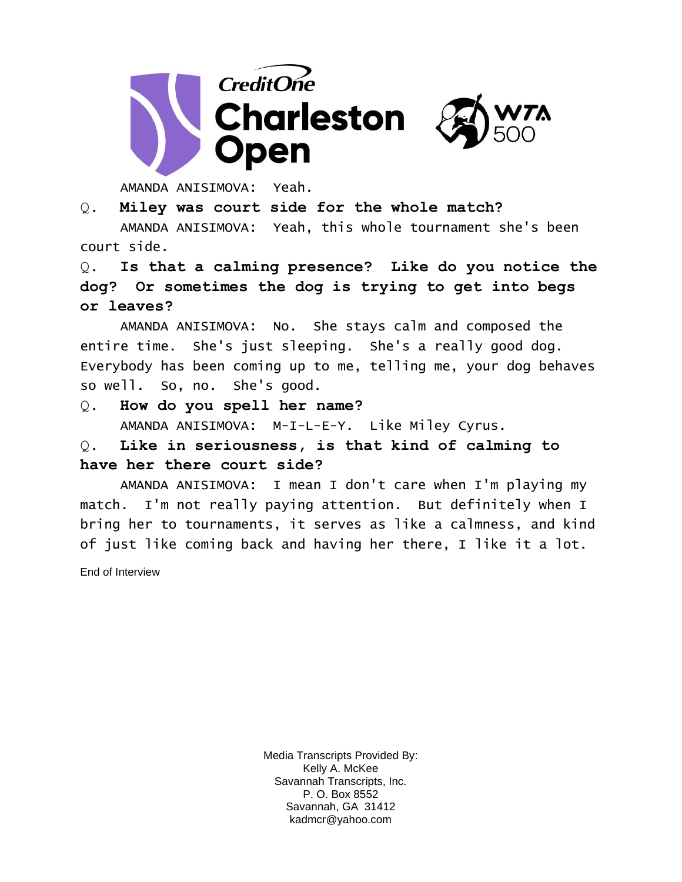AMANDA ANISIMOVA: Yeah.

Q. **Miley was court side for the whole match?**

AMANDA ANISIMOVA: Yeah, this whole tournament she's been court side.

Q. **Is that a calming presence? Like do you notice the dog? Or sometimes the dog is trying to get into begs or leaves?**

AMANDA ANISIMOVA: No. She stays calm and composed the entire time. She's just sleeping. She's a really good dog. Everybody has been coming up to me, telling me, your dog behaves so well. So, no. She's good.

Q. **How do you spell her name?**

AMANDA ANISIMOVA: M-I-L-E-Y. Like Miley Cyrus.

Q. **Like in seriousness, is that kind of calming to have her there court side?**

AMANDA ANISIMOVA: I mean I don't care when I'm playing my match. I'm not really paying attention. But definitely when I bring her to tournaments, it serves as like a calmness, and kind of just like coming back and having her there, I like it a lot.

End of Interview

Media Transcripts Provided By:
Kelly A. McKee
Savannah Transcripts, Inc.
P. O. Box 8552
Savannah, GA 31412
kadmcr@yahoo.com